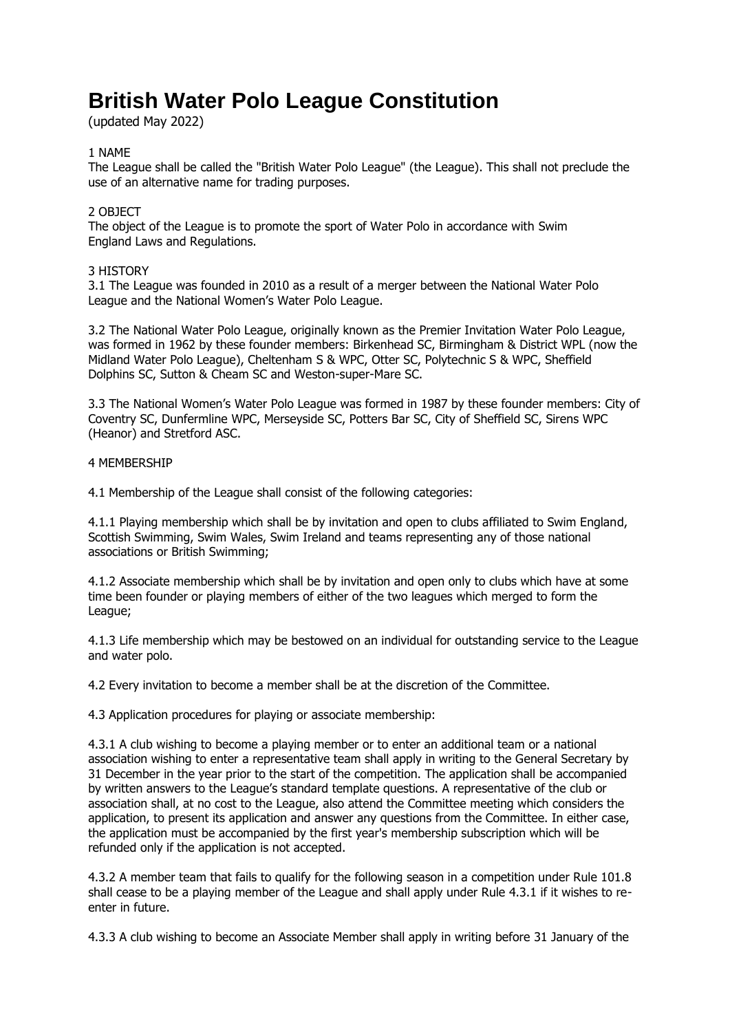# British Water Polo League Constitution

(updated May 2022)

## 1 NAME

The League shall be called the "British Water Polo League" (the League). This shall not preclude the use of an alternative name for trading purposes.

## 2 OBJECT

The object of the League is to promote the sport of Water Polo in accordance with Swim England Laws and Regulations.

## 3 HISTORY

3.1 The League was founded in 2010 as a result of a merger between the National Water Polo League and the National Women's Water Polo League.

3.2 The National Water Polo League, originally known as the Premier Invitation Water Polo League, was formed in 1962 by these founder members: Birkenhead SC, Birmingham & District WPL (now the Midland Water Polo League), Cheltenham S & WPC, Otter SC, Polytechnic S & WPC, Sheffield Dolphins SC, Sutton & Cheam SC and Weston-super-Mare SC.

3.3 The National Women's Water Polo League was formed in 1987 by these founder members: City of Coventry SC, Dunfermline WPC, Merseyside SC, Potters Bar SC, City of Sheffield SC, Sirens WPC (Heanor) and Stretford ASC.

## 4 MEMBERSHIP

4.1 Membership of the League shall consist of the following categories:

4.1.1 Playing membership which shall be by invitation and open to clubs affiliated to Swim England, Scottish Swimming, Swim Wales, Swim Ireland and teams representing any of those national associations or British Swimming;

4.1.2 Associate membership which shall be by invitation and open only to clubs which have at some time been founder or playing members of either of the two leagues which merged to form the League;

4.1.3 Life membership which may be bestowed on an individual for outstanding service to the League and water polo.

4.2 Every invitation to become a member shall be at the discretion of the Committee.

4.3 Application procedures for playing or associate membership:

4.3.1 A club wishing to become a playing member or to enter an additional team or a national association wishing to enter a representative team shall apply in writing to the General Secretary by 31 December in the year prior to the start of the competition. The application shall be accompanied by written answers to the League's standard template questions. A representative of the club or association shall, at no cost to the League, also attend the Committee meeting which considers the application, to present its application and answer any questions from the Committee. In either case, the application must be accompanied by the first year's membership subscription which will be refunded only if the application is not accepted.

4.3.2 A member team that fails to qualify for the following season in a competition under Rule 101.8 shall cease to be a playing member of the League and shall apply under Rule 4.3.1 if it wishes to re-enter in future.

4.3.3 A club wishing to become an Associate Member shall apply in writing before 31 January of the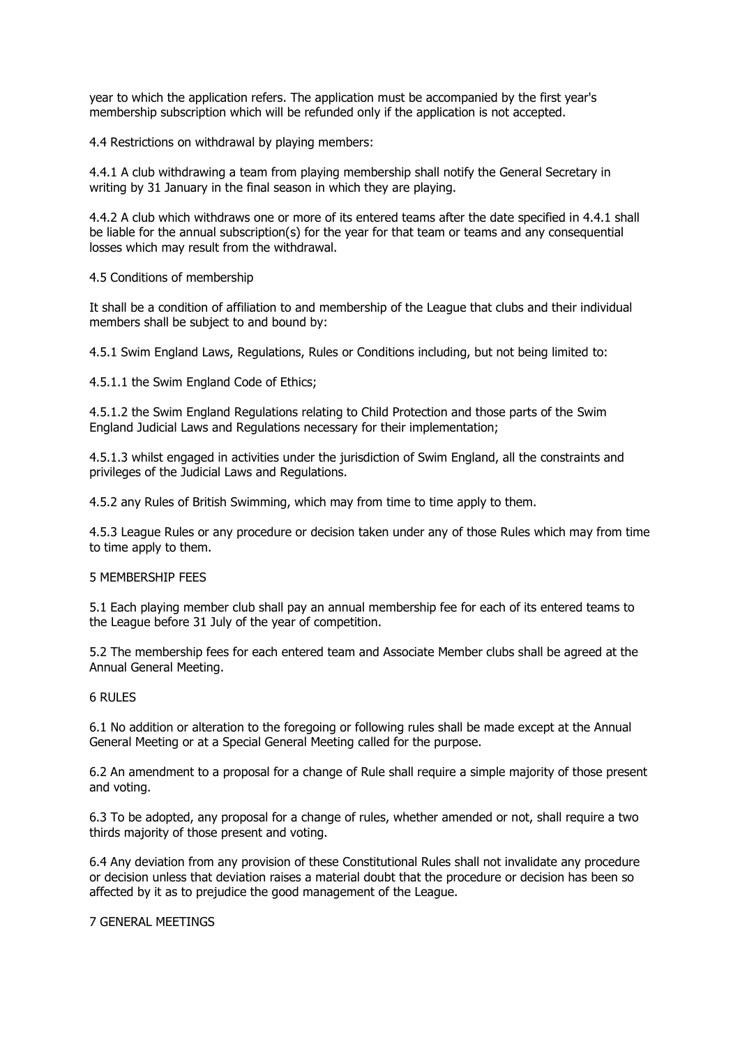year to which the application refers. The application must be accompanied by the first year's membership subscription which will be refunded only if the application is not accepted.

4.4 Restrictions on withdrawal by playing members:

4.4.1 A club withdrawing a team from playing membership shall notify the General Secretary in writing by 31 January in the final season in which they are playing.

4.4.2 A club which withdraws one or more of its entered teams after the date specified in 4.4.1 shall be liable for the annual subscription(s) for the year for that team or teams and any consequential losses which may result from the withdrawal.

4.5 Conditions of membership

It shall be a condition of affiliation to and membership of the League that clubs and their individual members shall be subject to and bound by:

4.5.1 Swim England Laws, Regulations, Rules or Conditions including, but not being limited to:

4.5.1.1 the Swim England Code of Ethics;

4.5.1.2 the Swim England Regulations relating to Child Protection and those parts of the Swim England Judicial Laws and Regulations necessary for their implementation;

4.5.1.3 whilst engaged in activities under the jurisdiction of Swim England, all the constraints and privileges of the Judicial Laws and Regulations.

4.5.2 any Rules of British Swimming, which may from time to time apply to them.

4.5.3 League Rules or any procedure or decision taken under any of those Rules which may from time to time apply to them.

## 5 MEMBERSHIP FEES

5.1 Each playing member club shall pay an annual membership fee for each of its entered teams to the League before 31 July of the year of competition.

5.2 The membership fees for each entered team and Associate Member clubs shall be agreed at the Annual General Meeting.

## 6 RULES

6.1 No addition or alteration to the foregoing or following rules shall be made except at the Annual General Meeting or at a Special General Meeting called for the purpose.

6.2 An amendment to a proposal for a change of Rule shall require a simple majority of those present and voting.

6.3 To be adopted, any proposal for a change of rules, whether amended or not, shall require a two thirds majority of those present and voting.

6.4 Any deviation from any provision of these Constitutional Rules shall not invalidate any procedure or decision unless that deviation raises a material doubt that the procedure or decision has been so affected by it as to prejudice the good management of the League.

## 7 GENERAL MEETINGS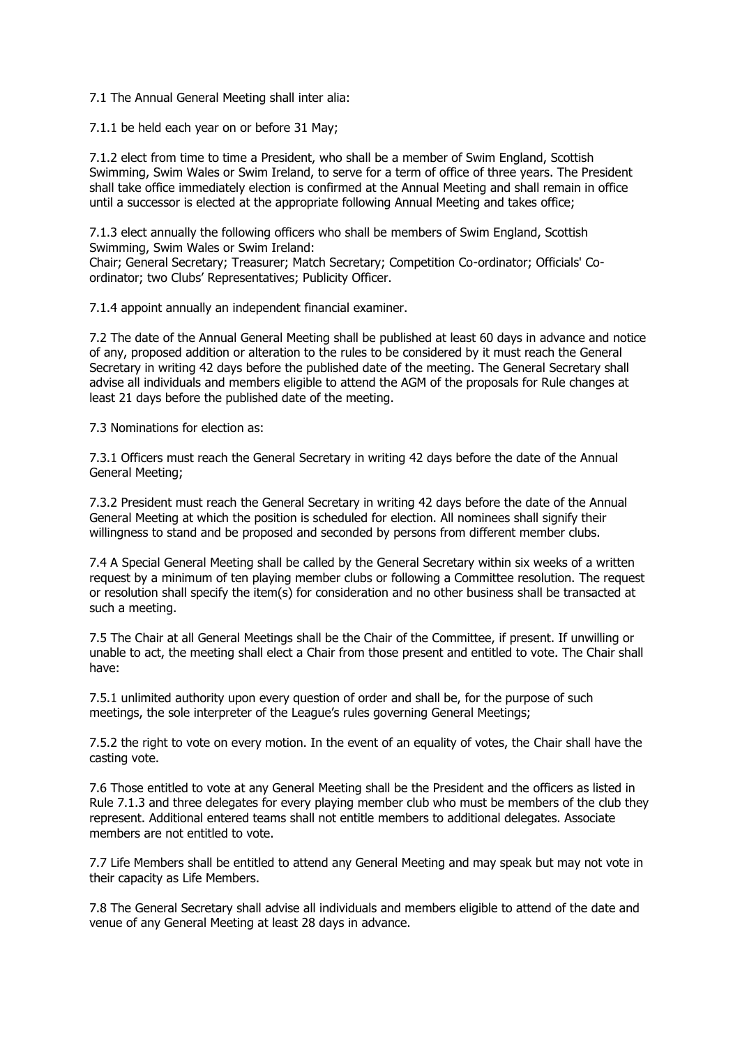7.1 The Annual General Meeting shall inter alia:

7.1.1 be held each year on or before 31 May;

7.1.2 elect from time to time a President, who shall be a member of Swim England, Scottish Swimming, Swim Wales or Swim Ireland, to serve for a term of office of three years. The President shall take office immediately election is confirmed at the Annual Meeting and shall remain in office until a successor is elected at the appropriate following Annual Meeting and takes office;

7.1.3 elect annually the following officers who shall be members of Swim England, Scottish Swimming, Swim Wales or Swim Ireland:
Chair; General Secretary; Treasurer; Match Secretary; Competition Co-ordinator; Officials' Co-ordinator; two Clubs' Representatives; Publicity Officer.

7.1.4 appoint annually an independent financial examiner.

7.2 The date of the Annual General Meeting shall be published at least 60 days in advance and notice of any, proposed addition or alteration to the rules to be considered by it must reach the General Secretary in writing 42 days before the published date of the meeting. The General Secretary shall advise all individuals and members eligible to attend the AGM of the proposals for Rule changes at least 21 days before the published date of the meeting.

7.3 Nominations for election as:

7.3.1 Officers must reach the General Secretary in writing 42 days before the date of the Annual General Meeting;

7.3.2 President must reach the General Secretary in writing 42 days before the date of the Annual General Meeting at which the position is scheduled for election. All nominees shall signify their willingness to stand and be proposed and seconded by persons from different member clubs.

7.4 A Special General Meeting shall be called by the General Secretary within six weeks of a written request by a minimum of ten playing member clubs or following a Committee resolution. The request or resolution shall specify the item(s) for consideration and no other business shall be transacted at such a meeting.

7.5 The Chair at all General Meetings shall be the Chair of the Committee, if present. If unwilling or unable to act, the meeting shall elect a Chair from those present and entitled to vote. The Chair shall have:

7.5.1 unlimited authority upon every question of order and shall be, for the purpose of such meetings, the sole interpreter of the League's rules governing General Meetings;

7.5.2 the right to vote on every motion. In the event of an equality of votes, the Chair shall have the casting vote.

7.6 Those entitled to vote at any General Meeting shall be the President and the officers as listed in Rule 7.1.3 and three delegates for every playing member club who must be members of the club they represent. Additional entered teams shall not entitle members to additional delegates. Associate members are not entitled to vote.

7.7 Life Members shall be entitled to attend any General Meeting and may speak but may not vote in their capacity as Life Members.

7.8 The General Secretary shall advise all individuals and members eligible to attend of the date and venue of any General Meeting at least 28 days in advance.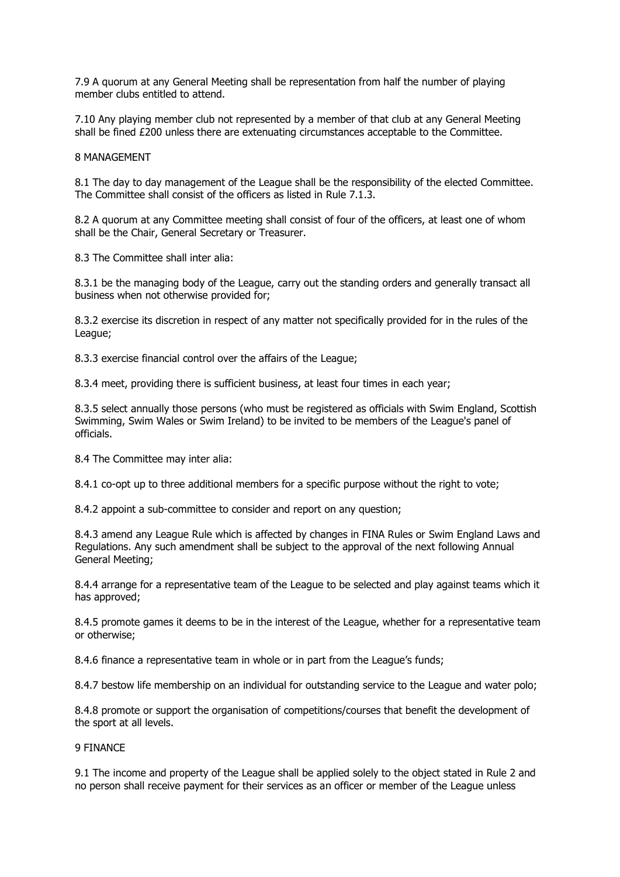7.9 A quorum at any General Meeting shall be representation from half the number of playing member clubs entitled to attend.

7.10 Any playing member club not represented by a member of that club at any General Meeting shall be fined £200 unless there are extenuating circumstances acceptable to the Committee.

## 8 MANAGEMENT

8.1 The day to day management of the League shall be the responsibility of the elected Committee. The Committee shall consist of the officers as listed in Rule 7.1.3.

8.2 A quorum at any Committee meeting shall consist of four of the officers, at least one of whom shall be the Chair, General Secretary or Treasurer.

8.3 The Committee shall inter alia:

8.3.1 be the managing body of the League, carry out the standing orders and generally transact all business when not otherwise provided for;

8.3.2 exercise its discretion in respect of any matter not specifically provided for in the rules of the League;

8.3.3 exercise financial control over the affairs of the League;

8.3.4 meet, providing there is sufficient business, at least four times in each year;

8.3.5 select annually those persons (who must be registered as officials with Swim England, Scottish Swimming, Swim Wales or Swim Ireland) to be invited to be members of the League's panel of officials.

8.4 The Committee may inter alia:

8.4.1 co-opt up to three additional members for a specific purpose without the right to vote;

8.4.2 appoint a sub-committee to consider and report on any question;

8.4.3 amend any League Rule which is affected by changes in FINA Rules or Swim England Laws and Regulations. Any such amendment shall be subject to the approval of the next following Annual General Meeting;

8.4.4 arrange for a representative team of the League to be selected and play against teams which it has approved;

8.4.5 promote games it deems to be in the interest of the League, whether for a representative team or otherwise;

8.4.6 finance a representative team in whole or in part from the League's funds;

8.4.7 bestow life membership on an individual for outstanding service to the League and water polo;

8.4.8 promote or support the organisation of competitions/courses that benefit the development of the sport at all levels.

## 9 FINANCE

9.1 The income and property of the League shall be applied solely to the object stated in Rule 2 and no person shall receive payment for their services as an officer or member of the League unless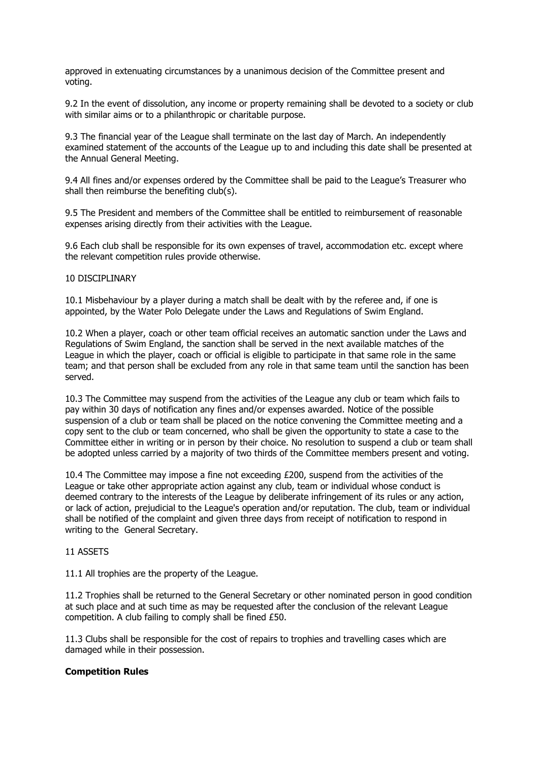approved in extenuating circumstances by a unanimous decision of the Committee present and voting.

9.2 In the event of dissolution, any income or property remaining shall be devoted to a society or club with similar aims or to a philanthropic or charitable purpose.

9.3 The financial year of the League shall terminate on the last day of March. An independently examined statement of the accounts of the League up to and including this date shall be presented at the Annual General Meeting.

9.4 All fines and/or expenses ordered by the Committee shall be paid to the League's Treasurer who shall then reimburse the benefiting club(s).

9.5 The President and members of the Committee shall be entitled to reimbursement of reasonable expenses arising directly from their activities with the League.

9.6 Each club shall be responsible for its own expenses of travel, accommodation etc. except where the relevant competition rules provide otherwise.

10 DISCIPLINARY

10.1 Misbehaviour by a player during a match shall be dealt with by the referee and, if one is appointed, by the Water Polo Delegate under the Laws and Regulations of Swim England.

10.2 When a player, coach or other team official receives an automatic sanction under the Laws and Regulations of Swim England, the sanction shall be served in the next available matches of the League in which the player, coach or official is eligible to participate in that same role in the same team; and that person shall be excluded from any role in that same team until the sanction has been served.

10.3 The Committee may suspend from the activities of the League any club or team which fails to pay within 30 days of notification any fines and/or expenses awarded. Notice of the possible suspension of a club or team shall be placed on the notice convening the Committee meeting and a copy sent to the club or team concerned, who shall be given the opportunity to state a case to the Committee either in writing or in person by their choice. No resolution to suspend a club or team shall be adopted unless carried by a majority of two thirds of the Committee members present and voting.

10.4 The Committee may impose a fine not exceeding £200, suspend from the activities of the League or take other appropriate action against any club, team or individual whose conduct is deemed contrary to the interests of the League by deliberate infringement of its rules or any action, or lack of action, prejudicial to the League's operation and/or reputation. The club, team or individual shall be notified of the complaint and given three days from receipt of notification to respond in writing to the General Secretary.

11 ASSETS

11.1 All trophies are the property of the League.

11.2 Trophies shall be returned to the General Secretary or other nominated person in good condition at such place and at such time as may be requested after the conclusion of the relevant League competition. A club failing to comply shall be fined £50.

11.3 Clubs shall be responsible for the cost of repairs to trophies and travelling cases which are damaged while in their possession.

**Competition Rules**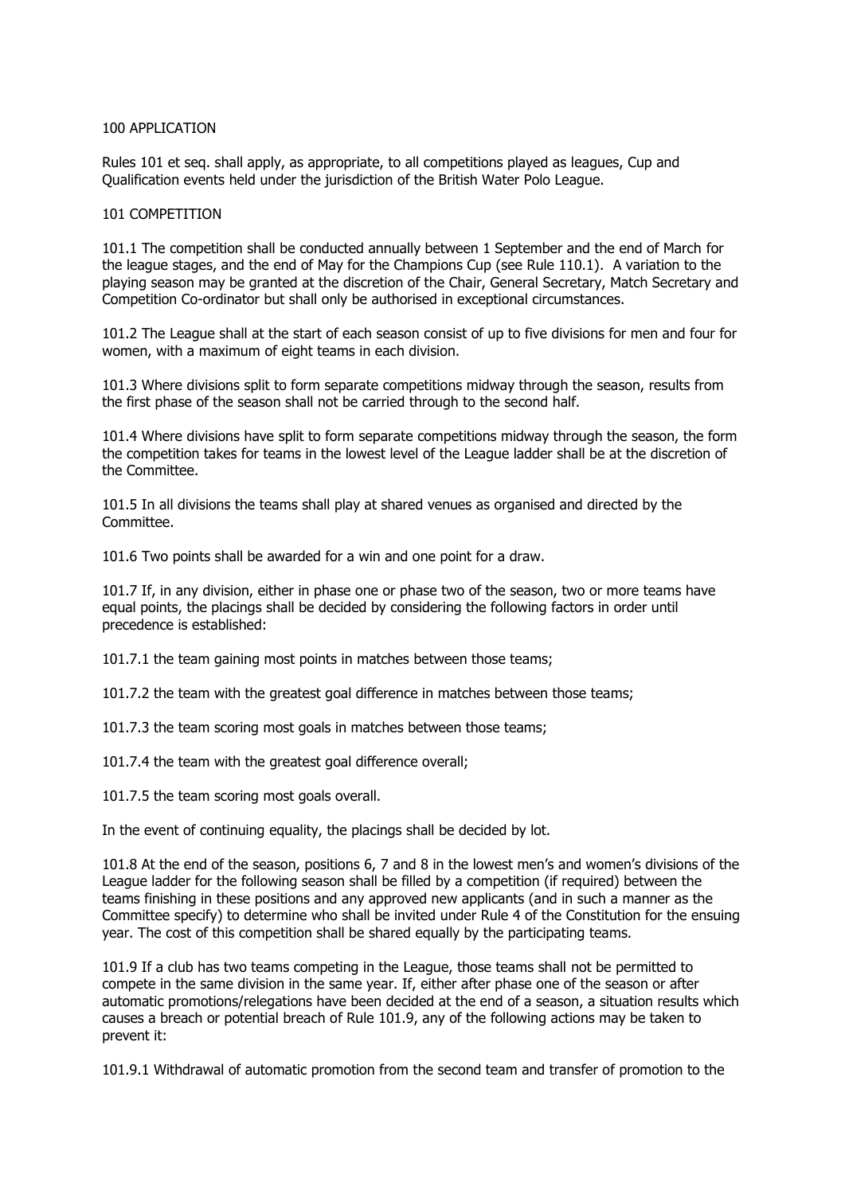## 100 APPLICATION

Rules 101 et seq. shall apply, as appropriate, to all competitions played as leagues, Cup and Qualification events held under the jurisdiction of the British Water Polo League.

## 101 COMPETITION

101.1 The competition shall be conducted annually between 1 September and the end of March for the league stages, and the end of May for the Champions Cup (see Rule 110.1). A variation to the playing season may be granted at the discretion of the Chair, General Secretary, Match Secretary and Competition Co-ordinator but shall only be authorised in exceptional circumstances.

101.2 The League shall at the start of each season consist of up to five divisions for men and four for women, with a maximum of eight teams in each division.

101.3 Where divisions split to form separate competitions midway through the season, results from the first phase of the season shall not be carried through to the second half.

101.4 Where divisions have split to form separate competitions midway through the season, the form the competition takes for teams in the lowest level of the League ladder shall be at the discretion of the Committee.

101.5 In all divisions the teams shall play at shared venues as organised and directed by the Committee.

101.6 Two points shall be awarded for a win and one point for a draw.

101.7 If, in any division, either in phase one or phase two of the season, two or more teams have equal points, the placings shall be decided by considering the following factors in order until precedence is established:

101.7.1 the team gaining most points in matches between those teams;

101.7.2 the team with the greatest goal difference in matches between those teams;

101.7.3 the team scoring most goals in matches between those teams;

101.7.4 the team with the greatest goal difference overall;

101.7.5 the team scoring most goals overall.

In the event of continuing equality, the placings shall be decided by lot.

101.8 At the end of the season, positions 6, 7 and 8 in the lowest men's and women's divisions of the League ladder for the following season shall be filled by a competition (if required) between the teams finishing in these positions and any approved new applicants (and in such a manner as the Committee specify) to determine who shall be invited under Rule 4 of the Constitution for the ensuing year. The cost of this competition shall be shared equally by the participating teams.

101.9 If a club has two teams competing in the League, those teams shall not be permitted to compete in the same division in the same year. If, either after phase one of the season or after automatic promotions/relegations have been decided at the end of a season, a situation results which causes a breach or potential breach of Rule 101.9, any of the following actions may be taken to prevent it:

101.9.1 Withdrawal of automatic promotion from the second team and transfer of promotion to the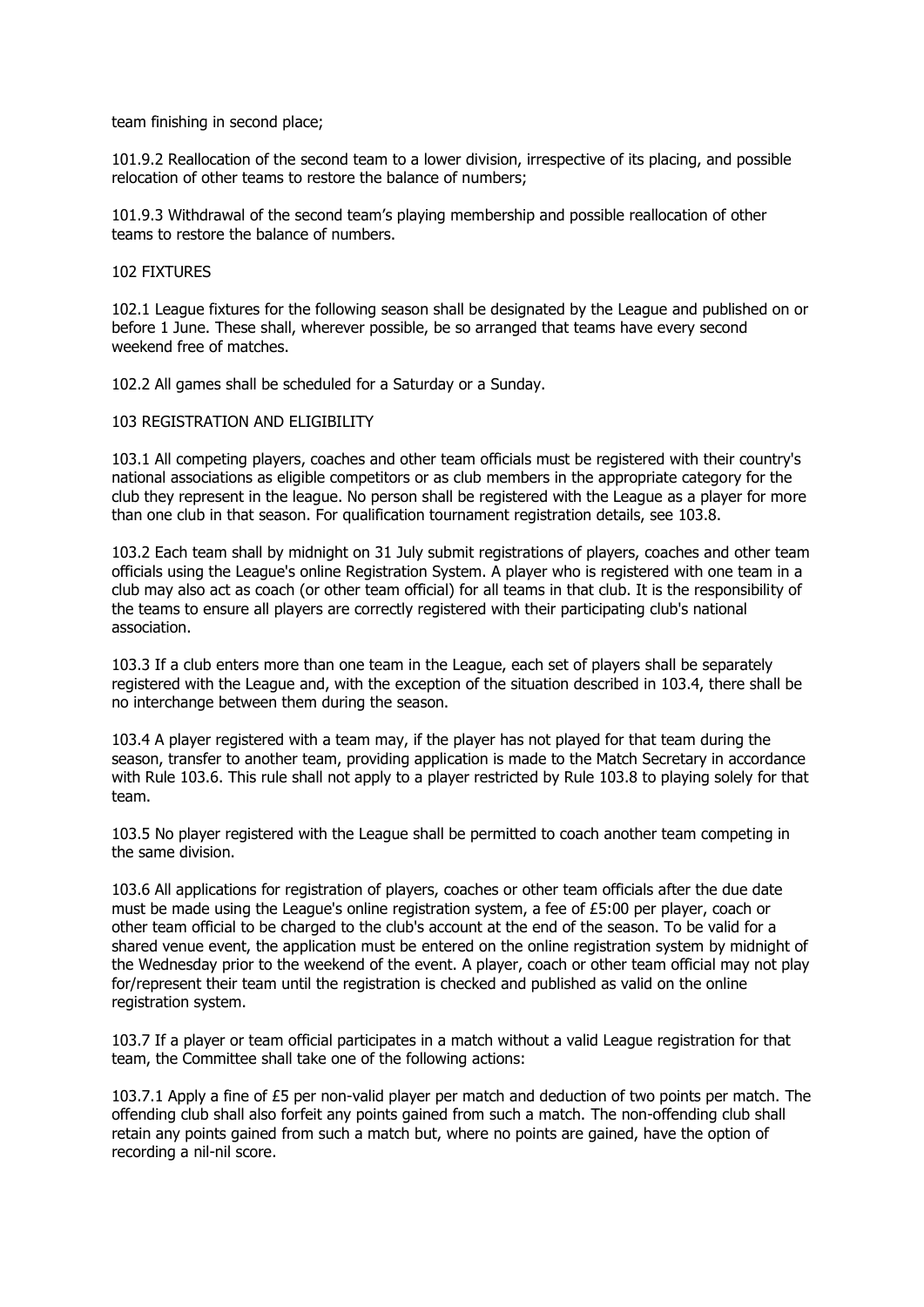team finishing in second place;

101.9.2 Reallocation of the second team to a lower division, irrespective of its placing, and possible relocation of other teams to restore the balance of numbers;

101.9.3 Withdrawal of the second team's playing membership and possible reallocation of other teams to restore the balance of numbers.

## 102 FIXTURES

102.1 League fixtures for the following season shall be designated by the League and published on or before 1 June. These shall, wherever possible, be so arranged that teams have every second weekend free of matches.

102.2 All games shall be scheduled for a Saturday or a Sunday.

## 103 REGISTRATION AND ELIGIBILITY

103.1 All competing players, coaches and other team officials must be registered with their country's national associations as eligible competitors or as club members in the appropriate category for the club they represent in the league. No person shall be registered with the League as a player for more than one club in that season. For qualification tournament registration details, see 103.8.

103.2 Each team shall by midnight on 31 July submit registrations of players, coaches and other team officials using the League's online Registration System. A player who is registered with one team in a club may also act as coach (or other team official) for all teams in that club. It is the responsibility of the teams to ensure all players are correctly registered with their participating club's national association.

103.3 If a club enters more than one team in the League, each set of players shall be separately registered with the League and, with the exception of the situation described in 103.4, there shall be no interchange between them during the season.

103.4 A player registered with a team may, if the player has not played for that team during the season, transfer to another team, providing application is made to the Match Secretary in accordance with Rule 103.6. This rule shall not apply to a player restricted by Rule 103.8 to playing solely for that team.

103.5 No player registered with the League shall be permitted to coach another team competing in the same division.

103.6 All applications for registration of players, coaches or other team officials after the due date must be made using the League's online registration system, a fee of £5:00 per player, coach or other team official to be charged to the club's account at the end of the season. To be valid for a shared venue event, the application must be entered on the online registration system by midnight of the Wednesday prior to the weekend of the event. A player, coach or other team official may not play for/represent their team until the registration is checked and published as valid on the online registration system.

103.7 If a player or team official participates in a match without a valid League registration for that team, the Committee shall take one of the following actions:

103.7.1 Apply a fine of £5 per non-valid player per match and deduction of two points per match. The offending club shall also forfeit any points gained from such a match. The non-offending club shall retain any points gained from such a match but, where no points are gained, have the option of recording a nil-nil score.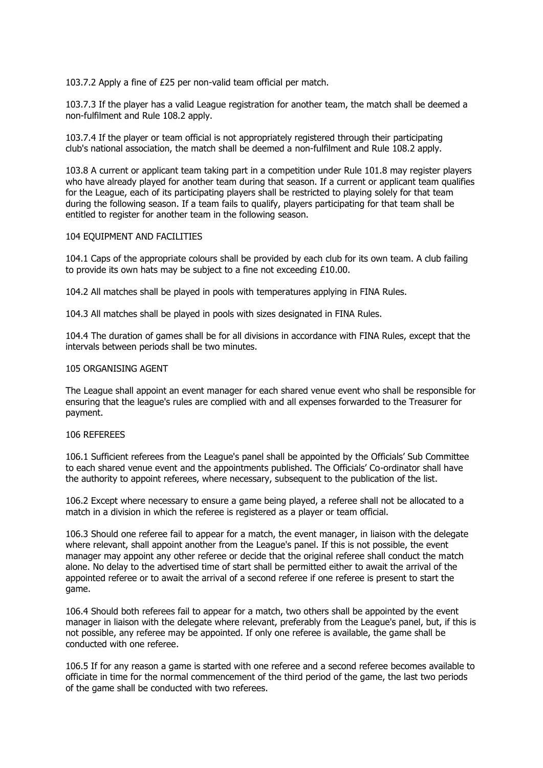103.7.2 Apply a fine of £25 per non-valid team official per match.

103.7.3 If the player has a valid League registration for another team, the match shall be deemed a non-fulfilment and Rule 108.2 apply.

103.7.4 If the player or team official is not appropriately registered through their participating club's national association, the match shall be deemed a non-fulfilment and Rule 108.2 apply.

103.8 A current or applicant team taking part in a competition under Rule 101.8 may register players who have already played for another team during that season. If a current or applicant team qualifies for the League, each of its participating players shall be restricted to playing solely for that team during the following season. If a team fails to qualify, players participating for that team shall be entitled to register for another team in the following season.

## 104 EQUIPMENT AND FACILITIES

104.1 Caps of the appropriate colours shall be provided by each club for its own team. A club failing to provide its own hats may be subject to a fine not exceeding £10.00.

104.2 All matches shall be played in pools with temperatures applying in FINA Rules.

104.3 All matches shall be played in pools with sizes designated in FINA Rules.

104.4 The duration of games shall be for all divisions in accordance with FINA Rules, except that the intervals between periods shall be two minutes.

## 105 ORGANISING AGENT

The League shall appoint an event manager for each shared venue event who shall be responsible for ensuring that the league's rules are complied with and all expenses forwarded to the Treasurer for payment.

## 106 REFEREES

106.1 Sufficient referees from the League's panel shall be appointed by the Officials' Sub Committee to each shared venue event and the appointments published. The Officials' Co-ordinator shall have the authority to appoint referees, where necessary, subsequent to the publication of the list.

106.2 Except where necessary to ensure a game being played, a referee shall not be allocated to a match in a division in which the referee is registered as a player or team official.

106.3 Should one referee fail to appear for a match, the event manager, in liaison with the delegate where relevant, shall appoint another from the League's panel. If this is not possible, the event manager may appoint any other referee or decide that the original referee shall conduct the match alone. No delay to the advertised time of start shall be permitted either to await the arrival of the appointed referee or to await the arrival of a second referee if one referee is present to start the game.

106.4 Should both referees fail to appear for a match, two others shall be appointed by the event manager in liaison with the delegate where relevant, preferably from the League's panel, but, if this is not possible, any referee may be appointed. If only one referee is available, the game shall be conducted with one referee.

106.5 If for any reason a game is started with one referee and a second referee becomes available to officiate in time for the normal commencement of the third period of the game, the last two periods of the game shall be conducted with two referees.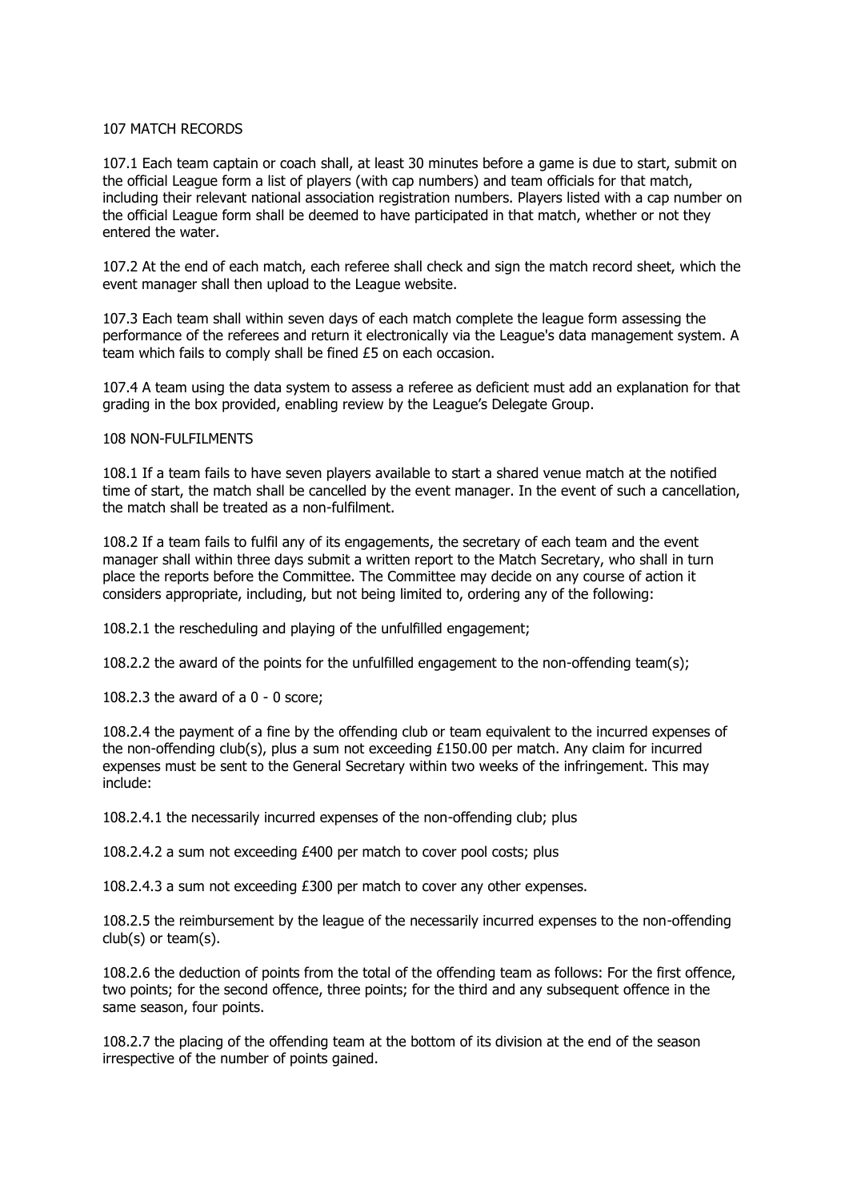## 107 MATCH RECORDS

107.1 Each team captain or coach shall, at least 30 minutes before a game is due to start, submit on the official League form a list of players (with cap numbers) and team officials for that match, including their relevant national association registration numbers. Players listed with a cap number on the official League form shall be deemed to have participated in that match, whether or not they entered the water.

107.2 At the end of each match, each referee shall check and sign the match record sheet, which the event manager shall then upload to the League website.

107.3 Each team shall within seven days of each match complete the league form assessing the performance of the referees and return it electronically via the League's data management system. A team which fails to comply shall be fined £5 on each occasion.

107.4 A team using the data system to assess a referee as deficient must add an explanation for that grading in the box provided, enabling review by the League's Delegate Group.

## 108 NON-FULFILMENTS

108.1 If a team fails to have seven players available to start a shared venue match at the notified time of start, the match shall be cancelled by the event manager. In the event of such a cancellation, the match shall be treated as a non-fulfilment.

108.2 If a team fails to fulfil any of its engagements, the secretary of each team and the event manager shall within three days submit a written report to the Match Secretary, who shall in turn place the reports before the Committee. The Committee may decide on any course of action it considers appropriate, including, but not being limited to, ordering any of the following:

108.2.1 the rescheduling and playing of the unfulfilled engagement;

108.2.2 the award of the points for the unfulfilled engagement to the non-offending team(s);

108.2.3 the award of a 0 - 0 score;

108.2.4 the payment of a fine by the offending club or team equivalent to the incurred expenses of the non-offending club(s), plus a sum not exceeding £150.00 per match. Any claim for incurred expenses must be sent to the General Secretary within two weeks of the infringement. This may include:

108.2.4.1 the necessarily incurred expenses of the non-offending club; plus

108.2.4.2 a sum not exceeding £400 per match to cover pool costs; plus

108.2.4.3 a sum not exceeding £300 per match to cover any other expenses.

108.2.5 the reimbursement by the league of the necessarily incurred expenses to the non-offending club(s) or team(s).

108.2.6 the deduction of points from the total of the offending team as follows: For the first offence, two points; for the second offence, three points; for the third and any subsequent offence in the same season, four points.

108.2.7 the placing of the offending team at the bottom of its division at the end of the season irrespective of the number of points gained.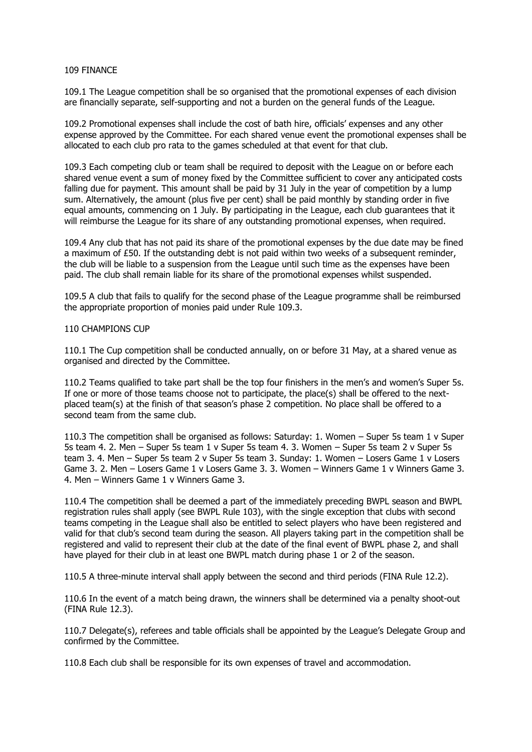## 109 FINANCE

109.1 The League competition shall be so organised that the promotional expenses of each division are financially separate, self-supporting and not a burden on the general funds of the League.

109.2 Promotional expenses shall include the cost of bath hire, officials' expenses and any other expense approved by the Committee. For each shared venue event the promotional expenses shall be allocated to each club pro rata to the games scheduled at that event for that club.

109.3 Each competing club or team shall be required to deposit with the League on or before each shared venue event a sum of money fixed by the Committee sufficient to cover any anticipated costs falling due for payment. This amount shall be paid by 31 July in the year of competition by a lump sum. Alternatively, the amount (plus five per cent) shall be paid monthly by standing order in five equal amounts, commencing on 1 July. By participating in the League, each club guarantees that it will reimburse the League for its share of any outstanding promotional expenses, when required.

109.4 Any club that has not paid its share of the promotional expenses by the due date may be fined a maximum of £50. If the outstanding debt is not paid within two weeks of a subsequent reminder, the club will be liable to a suspension from the League until such time as the expenses have been paid. The club shall remain liable for its share of the promotional expenses whilst suspended.

109.5 A club that fails to qualify for the second phase of the League programme shall be reimbursed the appropriate proportion of monies paid under Rule 109.3.

## 110 CHAMPIONS CUP

110.1 The Cup competition shall be conducted annually, on or before 31 May, at a shared venue as organised and directed by the Committee.

110.2 Teams qualified to take part shall be the top four finishers in the men's and women's Super 5s. If one or more of those teams choose not to participate, the place(s) shall be offered to the next-placed team(s) at the finish of that season's phase 2 competition. No place shall be offered to a second team from the same club.

110.3 The competition shall be organised as follows: Saturday: 1. Women – Super 5s team 1 v Super 5s team 4. 2. Men – Super 5s team 1 v Super 5s team 4. 3. Women – Super 5s team 2 v Super 5s team 3. 4. Men – Super 5s team 2 v Super 5s team 3. Sunday: 1. Women – Losers Game 1 v Losers Game 3. 2. Men – Losers Game 1 v Losers Game 3. 3. Women – Winners Game 1 v Winners Game 3. 4. Men – Winners Game 1 v Winners Game 3.

110.4 The competition shall be deemed a part of the immediately preceding BWPL season and BWPL registration rules shall apply (see BWPL Rule 103), with the single exception that clubs with second teams competing in the League shall also be entitled to select players who have been registered and valid for that club's second team during the season. All players taking part in the competition shall be registered and valid to represent their club at the date of the final event of BWPL phase 2, and shall have played for their club in at least one BWPL match during phase 1 or 2 of the season.

110.5 A three-minute interval shall apply between the second and third periods (FINA Rule 12.2).

110.6 In the event of a match being drawn, the winners shall be determined via a penalty shoot-out (FINA Rule 12.3).

110.7 Delegate(s), referees and table officials shall be appointed by the League's Delegate Group and confirmed by the Committee.

110.8 Each club shall be responsible for its own expenses of travel and accommodation.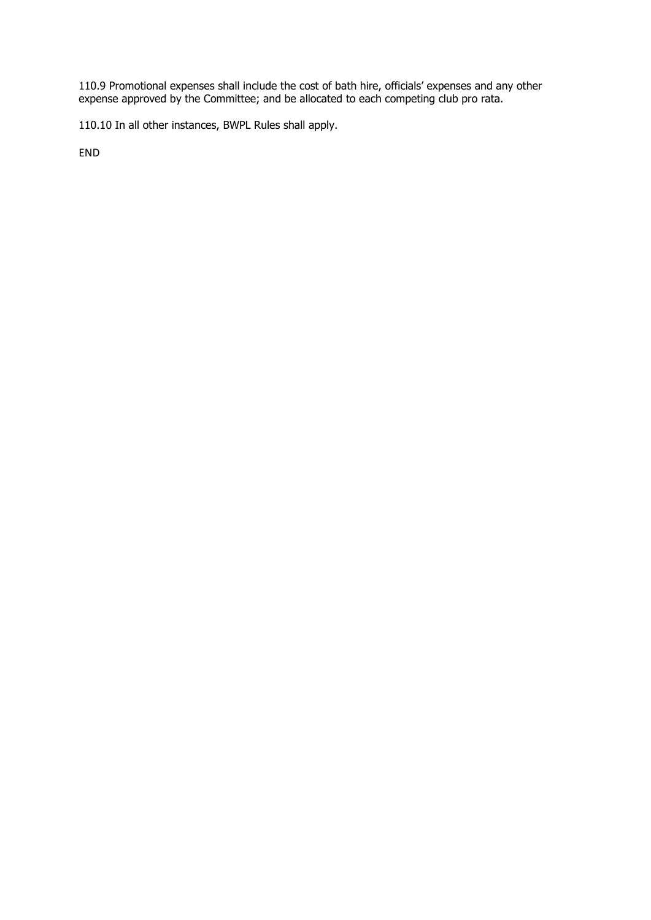110.9 Promotional expenses shall include the cost of bath hire, officials' expenses and any other expense approved by the Committee; and be allocated to each competing club pro rata.

110.10 In all other instances, BWPL Rules shall apply.

END